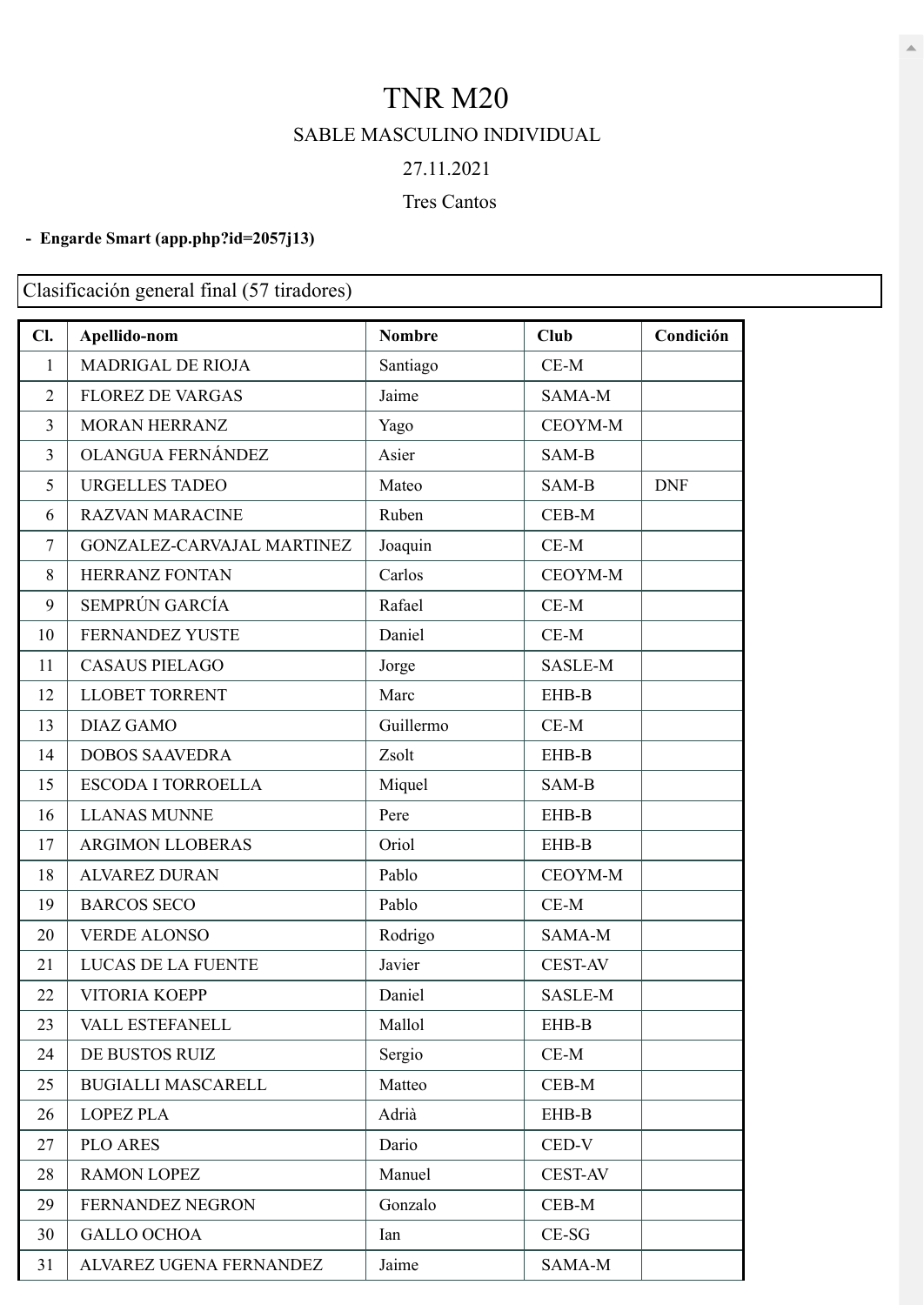# TNR M20

SABLE MASCULINO INDIVIDUAL

27.11.2021

Tres Cantos

- **Engarde Smart (app.php?id=2057j13)**

Clasificación general final (57 tiradores)

| Cl. | Apellido-nom | Nombre | Club | Condición |
|---|---|---|---|---|
| 1 | MADRIGAL DE RIOJA | Santiago | CE-M | |
| 2 | FLOREZ DE VARGAS | Jaime | SAMA-M | |
| 3 | MORAN HERRANZ | Yago | CEOYM-M | |
| 3 | OLANGUA FERNÁNDEZ | Asier | SAM-B | |
| 5 | URGELLES TADEO | Mateo | SAM-B | DNF |
| 6 | RAZVAN MARACINE | Ruben | CEB-M | |
| 7 | GONZALEZ-CARVAJAL MARTINEZ | Joaquin | CE-M | |
| 8 | HERRANZ FONTAN | Carlos | CEOYM-M | |
| 9 | SEMPRÚN GARCÍA | Rafael | CE-M | |
| 10 | FERNANDEZ YUSTE | Daniel | CE-M | |
| 11 | CASAUS PIELAGO | Jorge | SASLE-M | |
| 12 | LLOBET TORRENT | Marc | EHB-B | |
| 13 | DIAZ GAMO | Guillermo | CE-M | |
| 14 | DOBOS SAAVEDRA | Zsolt | EHB-B | |
| 15 | ESCODA I TORROELLA | Miquel | SAM-B | |
| 16 | LLANAS MUNNE | Pere | EHB-B | |
| 17 | ARGIMON LLOBERAS | Oriol | EHB-B | |
| 18 | ALVAREZ DURAN | Pablo | CEOYM-M | |
| 19 | BARCOS SECO | Pablo | CE-M | |
| 20 | VERDE ALONSO | Rodrigo | SAMA-M | |
| 21 | LUCAS DE LA FUENTE | Javier | CEST-AV | |
| 22 | VITORIA KOEPP | Daniel | SASLE-M | |
| 23 | VALL ESTEFANELL | Mallol | EHB-B | |
| 24 | DE BUSTOS RUIZ | Sergio | CE-M | |
| 25 | BUGIALLI MASCARELL | Matteo | CEB-M | |
| 26 | LOPEZ PLA | Adrià | EHB-B | |
| 27 | PLO ARES | Dario | CED-V | |
| 28 | RAMON LOPEZ | Manuel | CEST-AV | |
| 29 | FERNANDEZ NEGRON | Gonzalo | CEB-M | |
| 30 | GALLO OCHOA | Ian | CE-SG | |
| 31 | ALVAREZ UGENA FERNANDEZ | Jaime | SAMA-M | |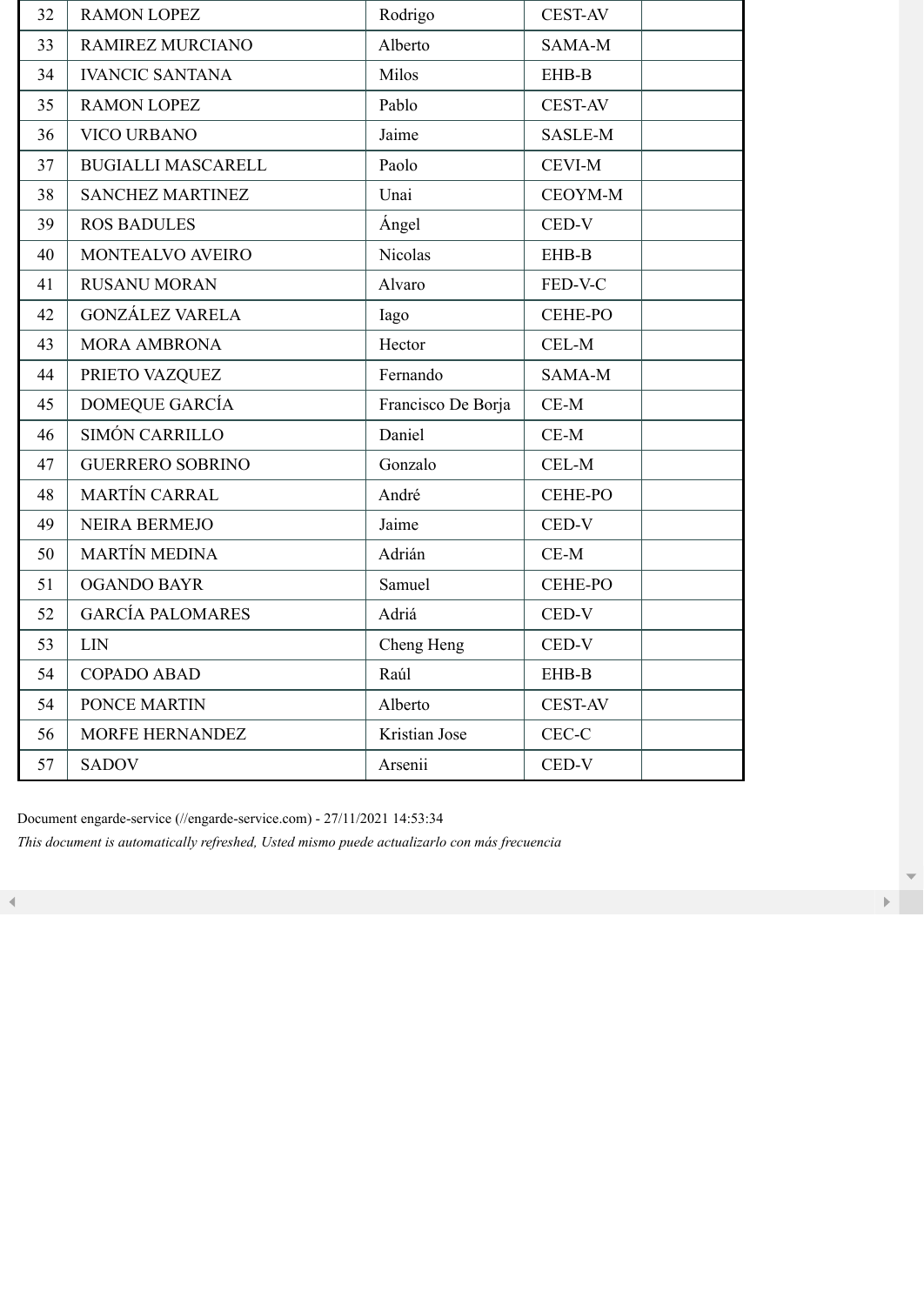| | | | | |
|---|---|---|---|---|
| 32 | RAMON LOPEZ | Rodrigo | CEST-AV | |
| 33 | RAMIREZ MURCIANO | Alberto | SAMA-M | |
| 34 | IVANCIC SANTANA | Milos | EHB-B | |
| 35 | RAMON LOPEZ | Pablo | CEST-AV | |
| 36 | VICO URBANO | Jaime | SASLE-M | |
| 37 | BUGIALLI MASCARELL | Paolo | CEVI-M | |
| 38 | SANCHEZ MARTINEZ | Unai | CEOYM-M | |
| 39 | ROS BADULES | Ángel | CED-V | |
| 40 | MONTEALVO AVEIRO | Nicolas | EHB-B | |
| 41 | RUSANU MORAN | Alvaro | FED-V-C | |
| 42 | GONZÁLEZ VARELA | Iago | CEHE-PO | |
| 43 | MORA AMBRONA | Hector | CEL-M | |
| 44 | PRIETO VAZQUEZ | Fernando | SAMA-M | |
| 45 | DOMEQUE GARCÍA | Francisco De Borja | CE-M | |
| 46 | SIMÓN CARRILLO | Daniel | CE-M | |
| 47 | GUERRERO SOBRINO | Gonzalo | CEL-M | |
| 48 | MARTÍN CARRAL | André | CEHE-PO | |
| 49 | NEIRA BERMEJO | Jaime | CED-V | |
| 50 | MARTÍN MEDINA | Adrián | CE-M | |
| 51 | OGANDO BAYR | Samuel | CEHE-PO | |
| 52 | GARCÍA PALOMARES | Adriá | CED-V | |
| 53 | LIN | Cheng Heng | CED-V | |
| 54 | COPADO ABAD | Raúl | EHB-B | |
| 54 | PONCE MARTIN | Alberto | CEST-AV | |
| 56 | MORFE HERNANDEZ | Kristian Jose | CEC-C | |
| 57 | SADOV | Arsenii | CED-V | |

Document engarde-service (//engarde-service.com) - 27/11/2021 14:53:34

*This document is automatically refreshed, Usted mismo puede actualizarlo con más frecuencia*